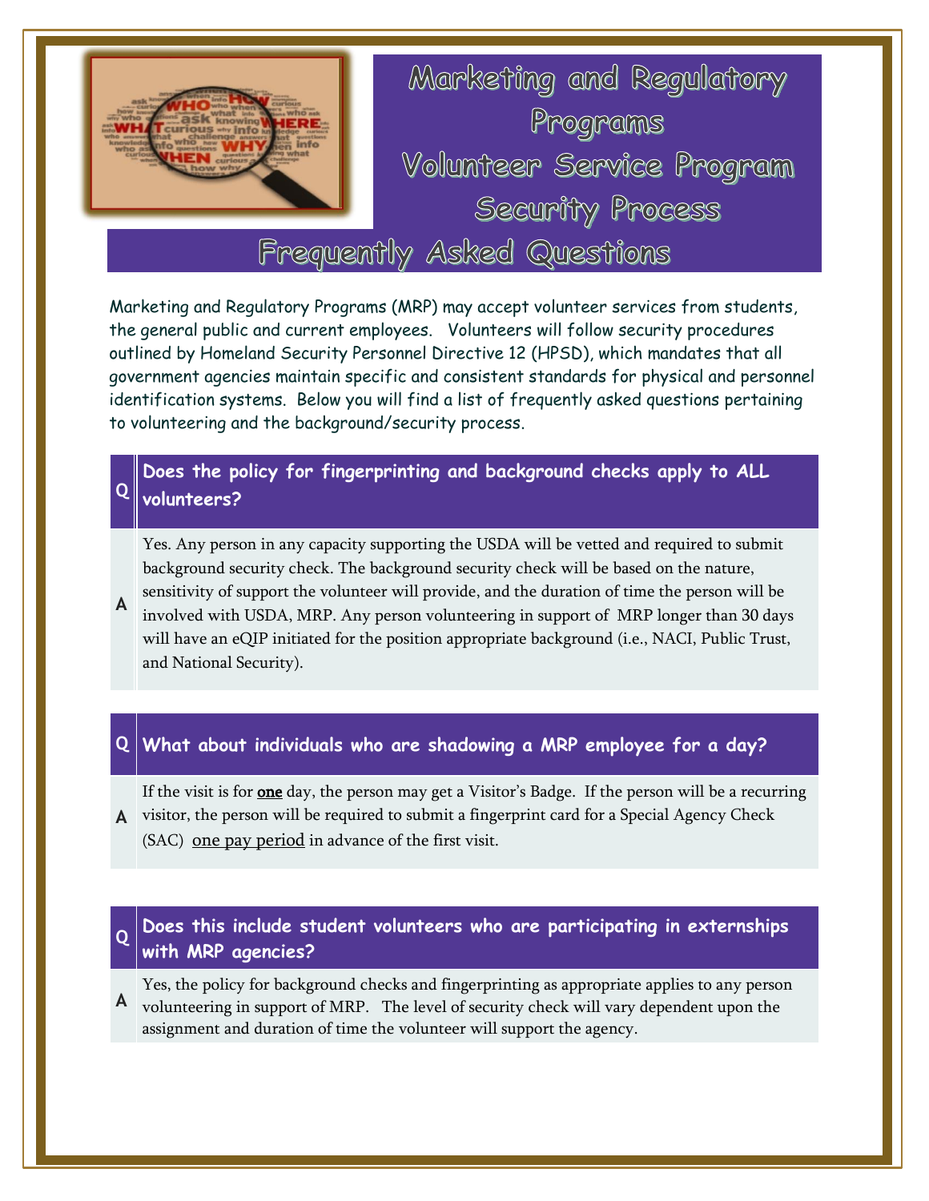# Marketing and Regulatory Programs Volunteer Service Program Security Process

## Frequently Asked Questions

Marketing and Regulatory Programs (MRP) may accept volunteer services from students, the general public and current employees. Volunteers will follow security procedures outlined by Homeland Security Personnel Directive 12 (HPSD), which mandates that all government agencies maintain specific and consistent standards for physical and personnel identification systems. Below you will find a list of frequently asked questions pertaining to volunteering and the background/security process.

**Q Does the policy for fingerprinting and background checks apply to ALL volunteers?**

**A** Yes. Any person in any capacity supporting the USDA will be vetted and required to submit background security check. The background security check will be based on the nature, sensitivity of support the volunteer will provide, and the duration of time the person will be involved with USDA, MRP. Any person volunteering in support of MRP longer than 30 days will have an eQIP initiated for the position appropriate background (i.e., NACI, Public Trust, and National Security).

**Q What about individuals who are shadowing a MRP employee for a day?**

**A** If the visit is for **one** day, the person may get a Visitor's Badge. If the person will be a recurring visitor, the person will be required to submit a fingerprint card for a Special Agency Check (SAC) one pay period in advance of the first visit.

**Q Does this include student volunteers who are participating in externships with MRP agencies?**

**A** Yes, the policy for background checks and fingerprinting as appropriate applies to any person volunteering in support of MRP. The level of security check will vary dependent upon the assignment and duration of time the volunteer will support the agency.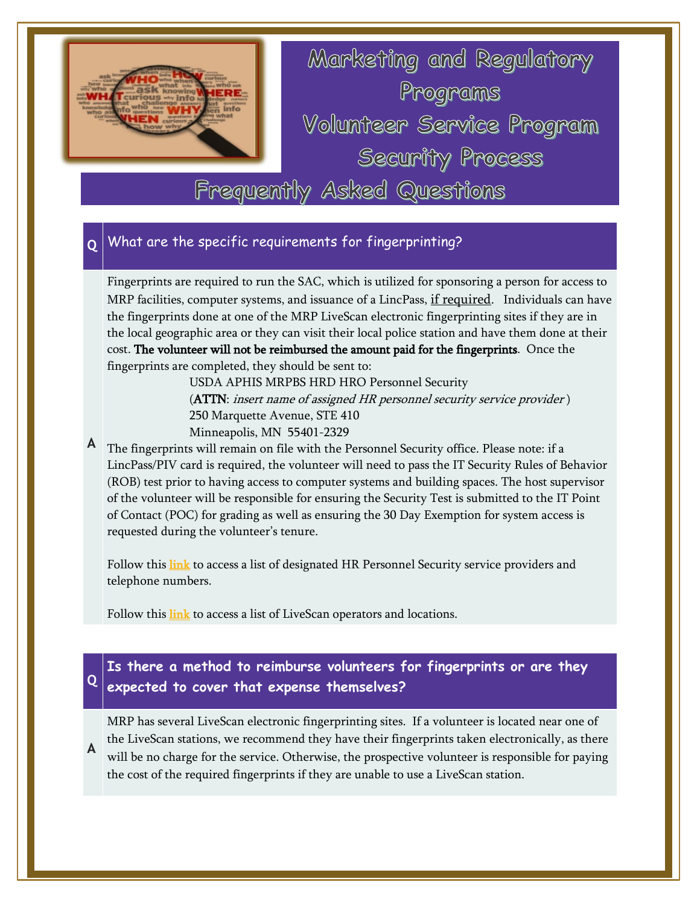# Marketing and Regulatory Programs Volunteer Service Program Security Process

## Frequently Asked Questions

**Q** What are the specific requirements for fingerprinting?

**A** Fingerprints are required to run the SAC, which is utilized for sponsoring a person for access to MRP facilities, computer systems, and issuance of a LincPass, <u>if required</u>. Individuals can have the fingerprints done at one of the MRP LiveScan electronic fingerprinting sites if they are in the local geographic area or they can visit their local police station and have them done at their cost. **The volunteer will not be reimbursed the amount paid for the fingerprints**. Once the fingerprints are completed, they should be sent to:

USDA APHIS MRPBS HRD HRO Personnel Security
(**ATTN**: *insert name of assigned HR personnel security service provider* )
250 Marquette Avenue, STE 410
Minneapolis, MN 55401-2329

The fingerprints will remain on file with the Personnel Security office. Please note: if a LincPass/PIV card is required, the volunteer will need to pass the IT Security Rules of Behavior (ROB) test prior to having access to computer systems and building spaces. The host supervisor of the volunteer will be responsible for ensuring the Security Test is submitted to the IT Point of Contact (POC) for grading as well as ensuring the 30 Day Exemption for system access is requested during the volunteer's tenure.

Follow this **link** to access a list of designated HR Personnel Security service providers and telephone numbers.

Follow this **link** to access a list of LiveScan operators and locations.

**Q** **Is there a method to reimburse volunteers for fingerprints or are they expected to cover that expense themselves?**

**A** MRP has several LiveScan electronic fingerprinting sites. If a volunteer is located near one of the LiveScan stations, we recommend they have their fingerprints taken electronically, as there will be no charge for the service. Otherwise, the prospective volunteer is responsible for paying the cost of the required fingerprints if they are unable to use a LiveScan station.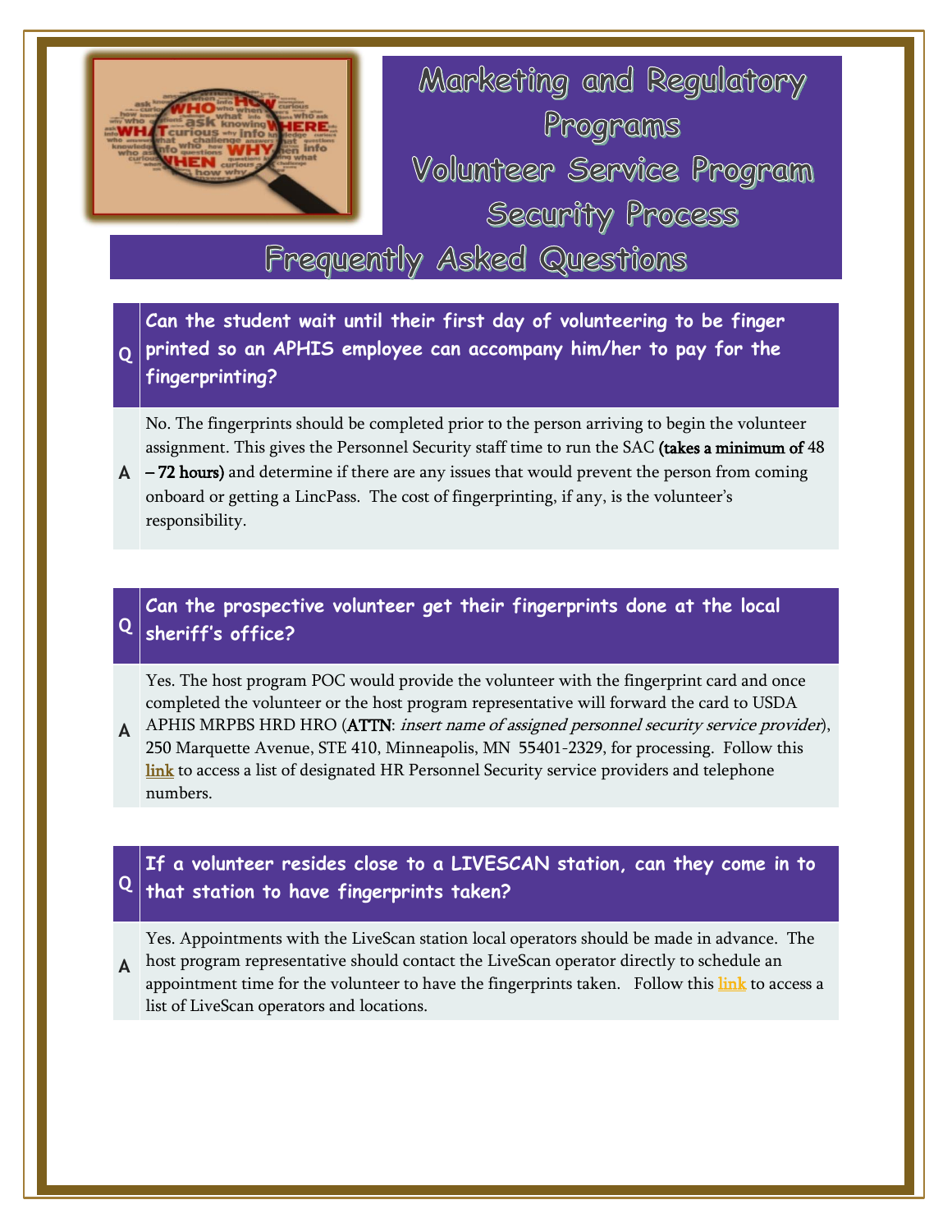# Marketing and Regulatory Programs Volunteer Service Program Security Process

## Frequently Asked Questions

**Q: Can the student wait until their first day of volunteering to be finger printed so an APHIS employee can accompany him/her to pay for the fingerprinting?**

**A:** No. The fingerprints should be completed prior to the person arriving to begin the volunteer assignment. This gives the Personnel Security staff time to run the SAC **(takes a minimum of** 48 **– 72 hours)** and determine if there are any issues that would prevent the person from coming onboard or getting a LincPass. The cost of fingerprinting, if any, is the volunteer's responsibility.

**Q: Can the prospective volunteer get their fingerprints done at the local sheriff's office?**

**A:** Yes. The host program POC would provide the volunteer with the fingerprint card and once completed the volunteer or the host program representative will forward the card to USDA APHIS MRPBS HRD HRO (ATTN: *insert name of assigned personnel security service provider*), 250 Marquette Avenue, STE 410, Minneapolis, MN 55401-2329, for processing. Follow this **link** to access a list of designated HR Personnel Security service providers and telephone numbers.

**Q: If a volunteer resides close to a LIVESCAN station, can they come in to that station to have fingerprints taken?**

**A:** Yes. Appointments with the LiveScan station local operators should be made in advance. The host program representative should contact the LiveScan operator directly to schedule an appointment time for the volunteer to have the fingerprints taken. Follow this **link** to access a list of LiveScan operators and locations.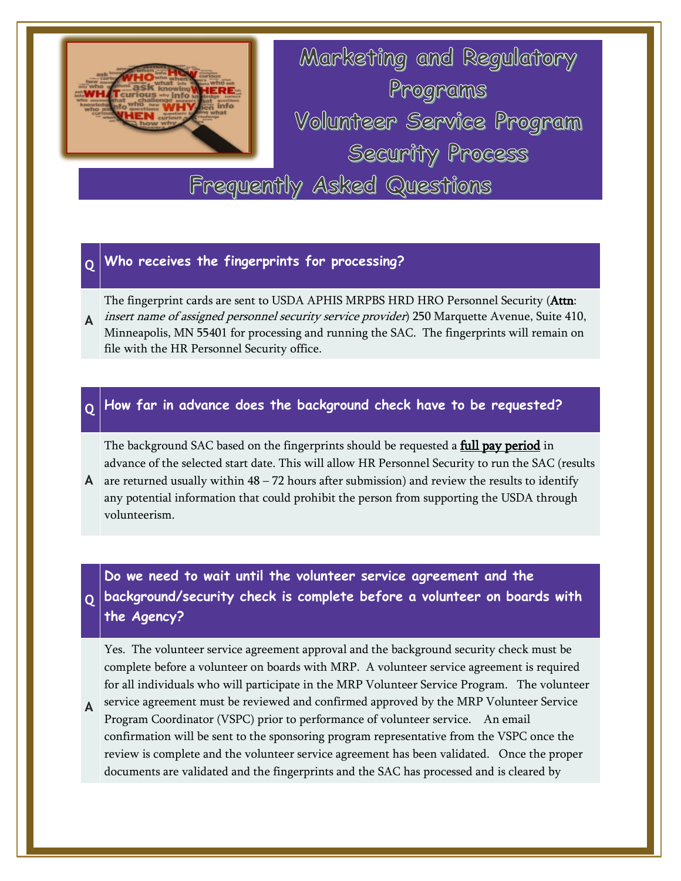# Marketing and Regulatory Programs Volunteer Service Program Security Process

## Frequently Asked Questions

**Q: Who receives the fingerprints for processing?**

**A:** The fingerprint cards are sent to USDA APHIS MRPBS HRD HRO Personnel Security (**Attn**: *insert name of assigned personnel security service provider*) 250 Marquette Avenue, Suite 410, Minneapolis, MN 55401 for processing and running the SAC. The fingerprints will remain on file with the HR Personnel Security office.

**Q: How far in advance does the background check have to be requested?**

**A:** The background SAC based on the fingerprints should be requested a **full pay period** in advance of the selected start date. This will allow HR Personnel Security to run the SAC (results are returned usually within 48 – 72 hours after submission) and review the results to identify any potential information that could prohibit the person from supporting the USDA through volunteerism.

**Q: Do we need to wait until the volunteer service agreement and the background/security check is complete before a volunteer on boards with the Agency?**

**A:** Yes. The volunteer service agreement approval and the background security check must be complete before a volunteer on boards with MRP. A volunteer service agreement is required for all individuals who will participate in the MRP Volunteer Service Program. The volunteer service agreement must be reviewed and confirmed approved by the MRP Volunteer Service Program Coordinator (VSPC) prior to performance of volunteer service. An email confirmation will be sent to the sponsoring program representative from the VSPC once the review is complete and the volunteer service agreement has been validated. Once the proper documents are validated and the fingerprints and the SAC has processed and is cleared by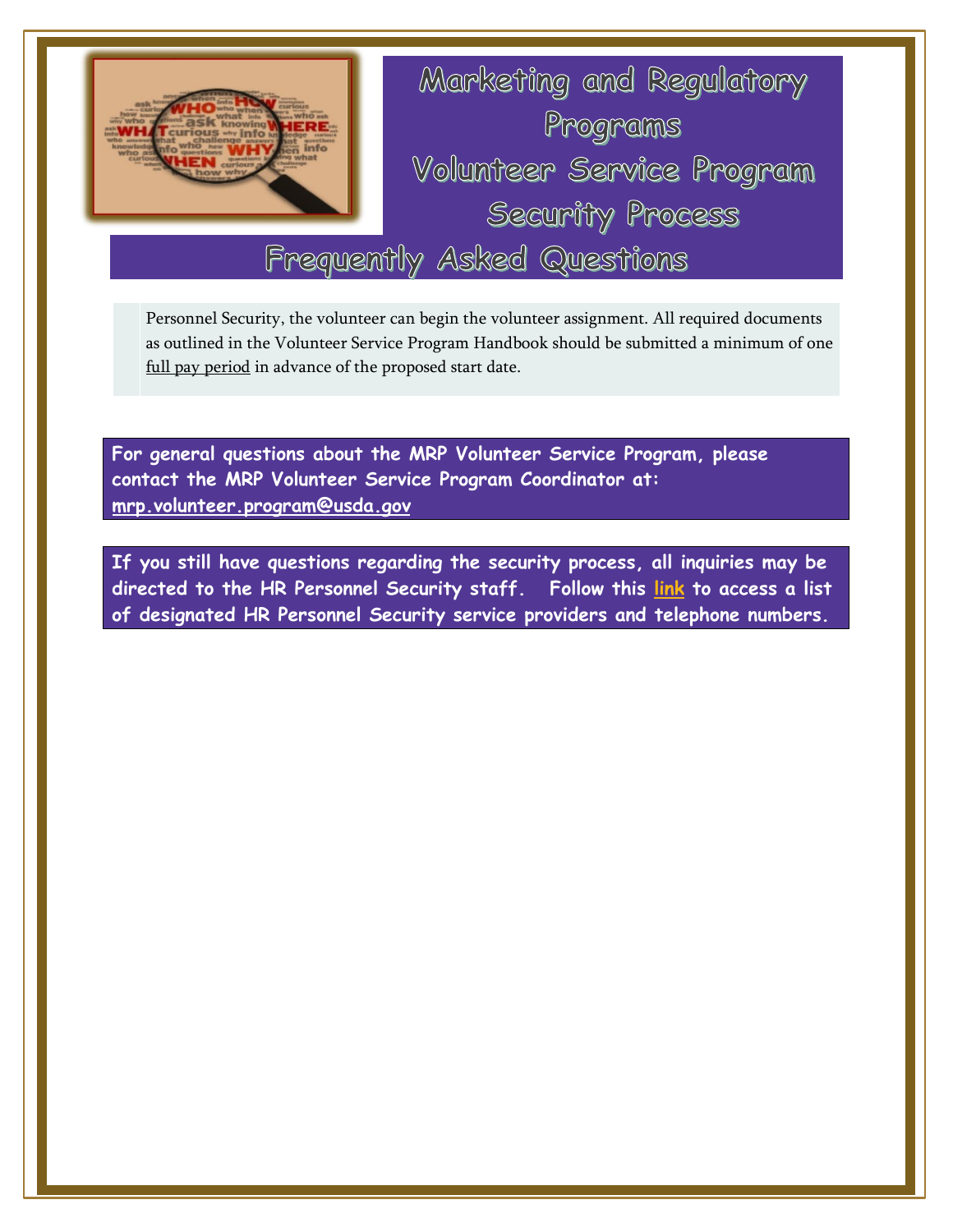# Marketing and Regulatory Programs Volunteer Service Program Security Process

## Frequently Asked Questions

Personnel Security, the volunteer can begin the volunteer assignment. All required documents as outlined in the Volunteer Service Program Handbook should be submitted a minimum of one full pay period in advance of the proposed start date.

**For general questions about the MRP Volunteer Service Program, please contact the MRP Volunteer Service Program Coordinator at: mrp.volunteer.program@usda.gov**

**If you still have questions regarding the security process, all inquiries may be directed to the HR Personnel Security staff. Follow this link to access a list of designated HR Personnel Security service providers and telephone numbers.**